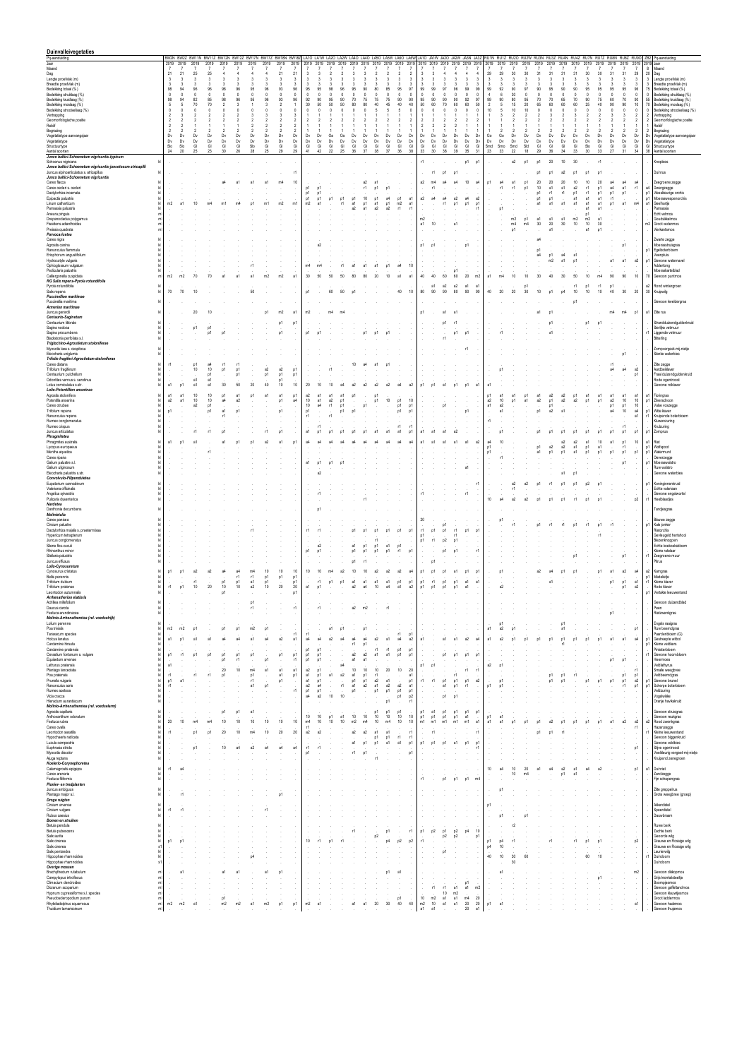# Duinvalleivegetaties

| Pq-aanduiding | Laag | Pq-aanduiding |
|---|---|---|
| Jaar | | Jaar |
| Maand | | Maand |
| Dag | | Dag |
| Lengte proefvlak (m) | | Lengte proefvlak (m) |
| Breedte proefvlak (m) | | Breedte proefvlak (m) |
| Bedekking totaal (%) | | Bedekking totaal (%) |
| Bedekking struiklaag (%) | | Bedekking struiklaag (%) |
| Bedekking kruidlaag (%) | | Bedekking kruidlaag (%) |
| Bedekking moslaag (%) | | Bedekking moslaag (%) |
| Bedekking strooisellaag (%) | | Bedekking strooisellaag (%) |
| Vertrapping | | Vertrapping |
| Geomorfologische positie | | Geomorfologische positie |
| Reliëf | | Reliëf |
| Begrazing | | Begrazing |
| Vegetatietype aanvangsjaar | | Vegetatietype aanvangsjaar |
| Vegetatietype | | Vegetatietype |
| Structuurtype | | Structuurtype |
| Aantal soorten | | Aantal soorten |
| ***Junco baltici-Schoenetum nigricantis-typicum*** | | |
| Schoenus nigricans | kl | Knopbies |
| ***Junco baltici-Schoenetum nigricantis-juncetosum atricapilli*** | | |
| Juncus alpinoarticulatus s. atricapillus | kl | Duinrus |
| ***Junco baltici-Schoenetum nigricantis*** | | |
| Carex flacca | kl | Zeegroene zegge |
| Carex oederi s. oederi | kl | Dwergzegge |
| Dactylorhiza incarnata | kl | Vleeskleurige orchis |
| Epipactis palustris | kl | Moeraswespenorchis |
| Linum catharticum | kl | Geelhartje |
| Parnassia palustris | kl | Parnassia |
| Aneura pinguis | ml | Echt vetmos |
| Drepanocladus polygamus | ml | Goudsikkelmos |
| Fissidens adianthoides | ml | Groot vedermos |
| Preissia quadrata | ml | Vierkantsmos |
| ***Parvocaricetea*** | | |
| Carex nigra | kl | Zwarte zegge |
| Agrostis canina | kl | Moerasstruisgras |
| Ranunculus flammula | kl | Egelboterbloem |
| Eriophorum angustifolium | kl | Veenpluis |
| Hydrocotyle vulgaris | kl | Gewone waternavel |
| Ophioglossum vulgatum | kl | Addertong |
| Pedicularis palustris | kl | Moeraskartelblad |
| Calliergonella cuspidata | ml | Gewoon puntmos |
| ***RG Salix repens-Pyrola rotundifolia*** | | |
| Pyrola rotundifolia | kl | Rond wintergroen |
| Salix repens | kl | Kruipwilg |
| ***Puccinellion maritimae*** | | |
| Puccinellia maritima | kl | Gewoon kweldergras |
| ***Armerion maritimae*** | | |
| Juncus gerardii | kl | Zilte rus |
| ***Centaurio-Saginetum*** | | |
| Centaurium littorale | kl | Strandduizendguldenkruid |
| Sagina nodosa | kl | Sierlijke vetmuur |
| Sagina procumbens | kl | Liggende vetmuur |
| Blackstonia perfoliata s.l. | kl | Bitterling |
| ***Triglochino-Agrostietum stoloniferae*** | | |
| Myosotis laxa s. cespitosa | kl | Zompvergeet-mij-nietje |
| Eleocharis uniglumis | kl | Slanke waterbies |
| ***Trifolio fragiferi-Agrostietum stoloniferae*** | | |
| Carex distans | kl | Zilte zegge |
| Trifolium fragiferum | kl | Aardbeiklaver |
| Centaurium pulchellum | kl | Fraai duizendguldenkruid |
| Odontites vernus s. serotinus | kl | Rode ogentroost |
| Lotus corniculatus s.str. | kl | Gewone rolklaver |
| ***Lolio-Potentillion anserinae*** | | |
| Agrostis stolonifera | kl | Fioringras |
| Potentilla anserina | kl | Zilverschoon |
| Carex otrubae | kl | Valse voszegge |
| Trifolium repens | kl | Witte klaver |
| Ranunculus repens | kl | Kruipende boterbloem |
| Rumex conglomeratus | kl | Kluwenzuring |
| Rumex crispus | kl | Krulzuring |
| Juncus articulatus | kl | Zomprus |
| ***Phragmitetea*** | | |
| Phragmites australis | kl | Riet |
| Lycopus europaeus | kl | Wolfspoot |
| Mentha aquatica | kl | Watermunt |
| Carex riparia | kl | Oeverzegge |
| Galium palustre s.l. | kl | Moeraswalstro |
| Galium uliginosum | kl | Ruw walstro |
| Eleocharis palustris s.l. | kl | Gewone waterbies |
| ***Convolvulo-Filipenduletea*** | | |
| Eupatorium cannabinum | kl | Koninginnekruid |
| Valeriana officinalis | kl | Echte valeriaan |
| Angelica sylvestris | kl | Gewone engelwortel |
| Pulicaria dysenterica | kl | Heelblaadjes |
| ***Nardetea*** | | |
| Danthonia decumbens | kl | Tandjesgras |
| ***Molinietalia*** | | |
| Carex panicea | kl | Blauwe zegge |
| Cirsium palustre | kl | Kale jonker |
| Dactylorhiza majalis s. praetermissa | kl | Rietorchis |
| Hypericum tetrapterum | kl | Gevleugeld hertshooi |
| Juncus conglomeratus | kl | Biezenknoppen |
| Silene flos-cuculi | kl | Echte koekoeksbloem |
| Rhinanthus minor | kl | Kleine ratelaar |
| Stellaria palustris | kl | Zeegroene muur |
| Juncus effusus | kl | Pitrus |
| ***Lolio-Cynosuretum*** | | |
| Cynosurus cristatus | kl | Kamgras |
| Bellis perennis | kl | Madeliefje |
| Trifolium dubium | kl | Kleine klaver |
| Trifolium pratense | kl | Rode klaver |
| Leontodon autumnalis | kl | Vertakte leeuwentand |
| ***Arrhenatherion elatioris*** | | |
| Achillea millefolium | kl | Gewoon duizendblad |
| Daucus carota | kl | Peen |
| Festuca arundinacea | kl | Rietzwenkgras |
| ***Molinio-Arrhenatheretea (rel. voedselrijk)*** | | |
| Lolium perenne | kl | Engels raaigras |
| Poa trivialis | kl | Ruw beemdgras |
| Taraxacum species | kl | Paardenbloem (G) |
| Holcus lanatus | kl | Gestreepte witbol |
| Cardamine hirsuta | kl | Kleine veldkers |
| Cardamine pratensis | kl | Pinksterbloem |
| Cerastium fontanum s. vulgare | kl | Gewone hoornbloem |
| Equisetum arvense | kl | Heermoes |
| Lathyrus pratensis | kl | Veldlathyrus |
| Plantago lanceolata | kl | Smalle weegbree |
| Poa pratensis | kl | Veldbeemdgras |
| Prunella vulgaris | kl | Gewone brunel |
| Ranunculus acris | kl | Scherpe boterbloem |
| Rumex acetosa | kl | Veldzuring |
| Vicia cracca | kl | Vogelwikke |
| Hieracium aurantiacum | kl | Oranje havikskruid |
| ***Molinio-Arrhenatheretea (rel. voedselarm)*** | | |
| Agrostis capillaris | kl | Gewoon struisgras |
| Anthoxanthum odoratum | kl | Gewoon reukgras |
| Festuca rubra | kl | Rood zwenkgras |
| Carex ovalis | kl | Hazenzegge |
| Leontodon saxatilis | kl | Kleine leeuwentand |
| Hypochaeris radicata | kl | Gewoon biggenkruid |
| Luzula campestris | kl | Gewone veldbies |
| Euphrasia stricta | kl | Stijve ogentroost |
| Myosotis discolor | kl | Veelkleurig vergeet-mij-nietje |
| Ajuga reptans | kl | Kruipend zenegroen |
| ***Koelerio-Corynephoretea*** | | |
| Calamagrostis epigejos | kl | Duinriet |
| Carex arenaria | kl | Zandzegge |
| Festuca filiformis | kl | Fijn schapengras |
| ***Pionier- en tredplanten*** | | |
| Juncus ambiguus | kl | Zilte greppelrus |
| Plantago major s.l. | kl | Grote weegbree (groep) |
| ***Droge ruigten*** | | |
| Cirsium arvense | kl | Akkerdistel |
| Cirsium vulgare | kl | Speerdistel |
| Rubus caesius | kl | Dauwbraam |
| ***Bomen en struiken*** | | |
| Betula pendula | kl | Ruwe berk |
| Betula pubescens | kl | Zachte berk |
| Salix aurita | kl | Geoorde wilg |
| Salix cinerea | kl | Grauwe en Rossige wilg |
| Salix cinerea | sl | Grauwe en Rossige wilg |
| Salix pentandra | kl | Laurierwilg |
| Hippophae rhamnoides | kl | Duindoorn |
| Hippophae rhamnoides | sl | Duindoorn |
| ***Overige mossen*** | | |
| Brachythecium rutabulum | ml | Gewoon dikkopmos |
| Campylopus introflexus | ml | Grijs kronkelsteeltje |
| Climacium dendroides | ml | Boompjesmos |
| Dicranum scoparium | ml | Gewoon gaffeltandmos |
| Hypnum cupressiforme s.l. species | ml | Gewoon klauwtjesmos |
| Pseudoscleropodium purum | ml | Groot laddermos |
| Rhytidiadelphus squarrosus | ml | Gewoon haakmos |
| Thuidium tamariscinum | ml | Gewoon thujamos |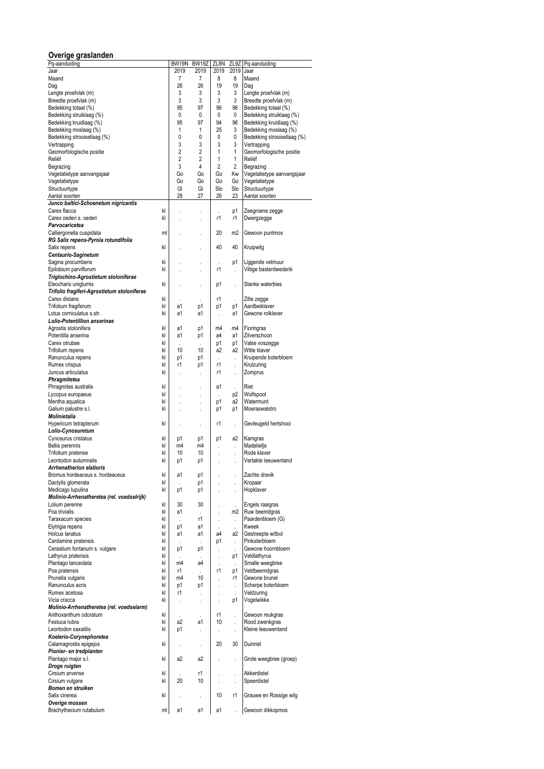## Overige graslanden

| Pq-aanduiding | | BW19N | BW19Z | ZL8N | ZL9Z | Pq-aanduiding |
|---|---|---|---|---|---|---|
| Jaar | | 2019 | 2019 | 2019 | 2019 | Jaar |
| Maand | | 7 | 7 | 8 | 8 | Maand |
| Dag | | 26 | 26 | 19 | 19 | Dag |
| Lengte proefvlak (m) | | 3 | 3 | 3 | 3 | Lengte proefvlak (m) |
| Breedte proefvlak (m) | | 3 | 3 | 3 | 3 | Breedte proefvlak (m) |
| Bedekking totaal (%) | | 95 | 97 | 96 | 96 | Bedekking totaal (%) |
| Bedekking struiklaag (%) | | 0 | 0 | 0 | 0 | Bedekking struiklaag (%) |
| Bedekking kruidlaag (%) | | 95 | 97 | 94 | 96 | Bedekking kruidlaag (%) |
| Bedekking moslaag (%) | | 1 | 1 | 25 | 3 | Bedekking moslaag (%) |
| Bedekking strooisellaag (%) | | 0 | 0 | 0 | 0 | Bedekking strooisellaag (%) |
| Vertrapping | | 3 | 3 | 3 | 3 | Vertrapping |
| Geomorfologische positie | | 2 | 2 | 1 | 1 | Geomorfologische positie |
| Reliëf | | 2 | 2 | 1 | 1 | Reliëf |
| Begrazing | | 3 | 4 | 2 | 2 | Begrazing |
| Vegetatietype aanvangsjaar | | Go | Go | Go | Kw | Vegetatietype aanvangsjaar |
| Vegetatietype | | Go | Go | Go | Go | Vegetatietype |
| Structuurtype | | Gl | Gl | Slo | Slo | Structuurtype |
| Aantal soorten | | 28 | 27 | 26 | 23 | Aantal soorten |
| ***Junco baltici-Schoenetum nigricantis*** | | | | | | |
| Carex flacca | kl | . | . | . | p1 | Zeegroene zegge |
| Carex oederi s. oederi | kl | . | . | r1 | r1 | Dwergzegge |
| ***Parvocaricetea*** | | | | | | |
| Calliergonella cuspidata | ml | . | . | 20 | m2 | Gewoon puntmos |
| ***RG Salix repens-Pyrola rotundifolia*** | | | | | | |
| Salix repens | kl | . | . | 40 | 40 | Kruipwilg |
| ***Centaurio-Saginetum*** | | | | | | |
| Sagina procumbens | kl | . | . | . | p1 | Liggende vetmuur |
| Epilobium parviflorum | kl | . | . | r1 | . | Viltige basterdwederik |
| ***Triglochino-Agrostietum stoloniferae*** | | | | | | |
| Eleocharis uniglumis | kl | . | . | p1 | . | Slanke waterbies |
| ***Trifolio fragiferi-Agrostietum stoloniferae*** | | | | | | |
| Carex distans | kl | . | . | r1 | . | Zilte zegge |
| Trifolium fragiferum | kl | a1 | p1 | p1 | p1 | Aardbeiklaver |
| Lotus corniculatus s.str. | kl | a1 | a1 | . | a1 | Gewone rolklaver |
| ***Lolio-Potentillion anserinae*** | | | | | | |
| Agrostis stolonifera | kl | a1 | p1 | m4 | m4 | Fioringras |
| Potentilla anserina | kl | a1 | p1 | a4 | a1 | Zilverschoon |
| Carex otrubae | kl | . | . | p1 | p1 | Valse voszegge |
| Trifolium repens | kl | 10 | 10 | a2 | a2 | Witte klaver |
| Ranunculus repens | kl | p1 | p1 | . | . | Kruipende boterbloem |
| Rumex crispus | kl | r1 | p1 | r1 | . | Krulzuring |
| Juncus articulatus | kl | . | . | r1 | . | Zomprus |
| ***Phragmitetea*** | | | | | | |
| Phragmites australis | kl | . | . | a1 | . | Riet |
| Lycopus europaeus | kl | . | . | . | p2 | Wolfspoot |
| Mentha aquatica | kl | . | . | p1 | a2 | Watermunt |
| Galium palustre s.l. | kl | . | . | p1 | p1 | Moeraswalstro |
| ***Molinietalia*** | | | | | | |
| Hypericum tetrapterum | kl | . | . | r1 | . | Gevleugeld hertshooi |
| ***Lolio-Cynosuretum*** | | | | | | |
| Cynosurus cristatus | kl | p1 | p1 | p1 | a2 | Kamgras |
| Bellis perennis | kl | m4 | m4 | . | . | Madeliefje |
| Trifolium pratense | kl | 10 | 10 | . | . | Rode klaver |
| Leontodon autumnalis | kl | p1 | p1 | . | . | Vertakte leeuwentand |
| ***Arrhenatherion elatioris*** | | | | | | |
| Bromus hordeaceus s. hordeaceus | kl | a1 | p1 | . | . | Zachte dravik |
| Dactylis glomerata | kl | . | p1 | . | . | Kropaar |
| Medicago lupulina | kl | p1 | p1 | . | . | Hopklaver |
| ***Molinio-Arrhenatheretea (rel. voedselrijk)*** | | | | | | |
| Lolium perenne | kl | 30 | 30 | . | . | Engels raaigras |
| Poa trivialis | kl | a1 | . | . | m2 | Ruw beemdgras |
| Taraxacum species | kl | . | r1 | . | . | Paardenbloem (G) |
| Elytrigia repens | kl | p1 | a1 | . | . | Kweek |
| Holcus lanatus | kl | a1 | a1 | a4 | a2 | Gestreepte witbol |
| Cardamine pratensis | kl | . | . | p1 | . | Pinksterbloem |
| Cerastium fontanum s. vulgare | kl | p1 | p1 | . | . | Gewone hoornbloem |
| Lathyrus pratensis | kl | . | . | . | p1 | Veldlathyrus |
| Plantago lanceolata | kl | m4 | a4 | . | . | Smalle weegbree |
| Poa pratensis | kl | r1 | . | r1 | p1 | Veldbeemdgras |
| Prunella vulgaris | kl | m4 | 10 | . | r1 | Gewone brunel |
| Ranunculus acris | kl | p1 | p1 | . | . | Scherpe boterbloem |
| Rumex acetosa | kl | r1 | . | . | . | Veldzuring |
| Vicia cracca | kl | . | . | . | p1 | Vogelwikke |
| ***Molinio-Arrhenatheretea (rel. voedselarm)*** | | | | | | |
| Anthoxanthum odoratum | kl | . | . | r1 | . | Gewoon reukgras |
| Festuca rubra | kl | a2 | a1 | 10 | . | Rood zwenkgras |
| Leontodon saxatilis | kl | p1 | . | . | . | Kleine leeuwentand |
| ***Koelerio-Corynephoretea*** | | | | | | |
| Calamagrostis epigejos | kl | . | . | 20 | 30 | Duinriet |
| ***Pionier- en tredplanten*** | | | | | | |
| Plantago major s.l. | kl | a2 | a2 | . | . | Grote weegbree (groep) |
| ***Droge ruigten*** | | | | | | |
| Cirsium arvense | kl | . | r1 | . | . | Akkerdistel |
| Cirsium vulgare | kl | 20 | 10 | . | . | Speerdistel |
| ***Bomen en struiken*** | | | | | | |
| Salix cinerea | kl | . | . | 10 | r1 | Grauwe en Rossige wilg |
| ***Overige mossen*** | | | | | | |
| Brachythecium rutabulum | ml | a1 | a1 | a1 | . | Gewoon dikkopmos |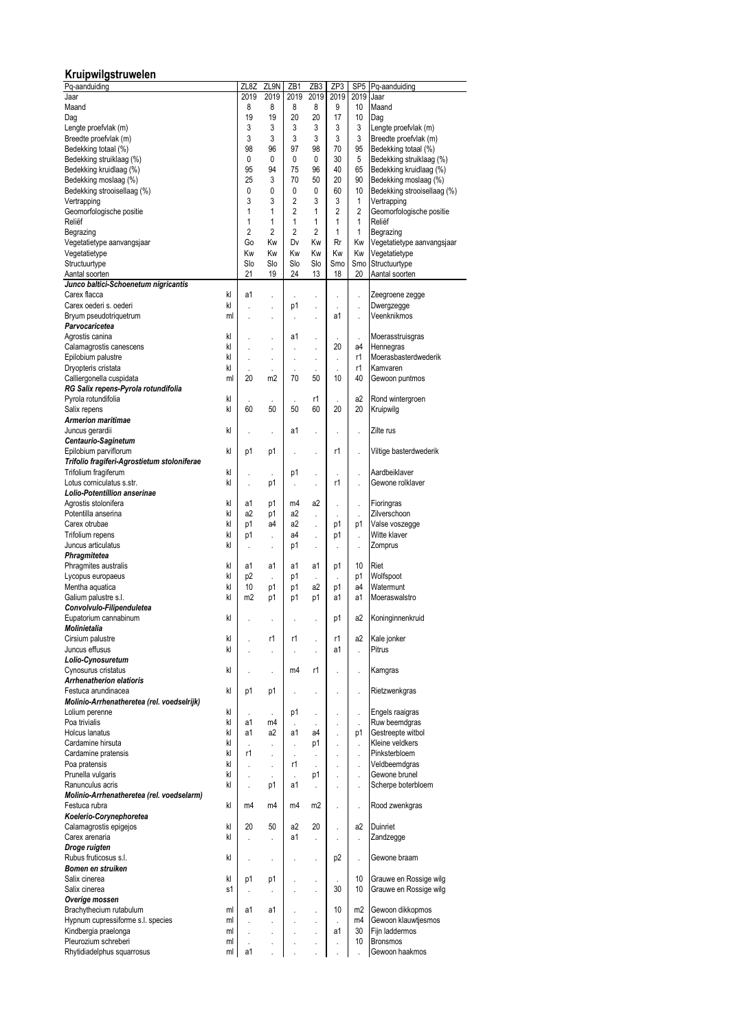## Kruipwilgstruwelen

| Pq-aanduiding | | ZL8Z | ZL9N | ZB1 | ZB3 | ZP3 | SP5 | Pq-aanduiding |
|---|---|---|---|---|---|---|---|---|
| Jaar | | 2019 | 2019 | 2019 | 2019 | 2019 | 2019 | Jaar |
| Maand | | 8 | 8 | 8 | 8 | 9 | 10 | Maand |
| Dag | | 19 | 19 | 20 | 20 | 17 | 10 | Dag |
| Lengte proefvlak (m) | | 3 | 3 | 3 | 3 | 3 | 3 | Lengte proefvlak (m) |
| Breedte proefvlak (m) | | 3 | 3 | 3 | 3 | 3 | 3 | Breedte proefvlak (m) |
| Bedekking totaal (%) | | 98 | 96 | 97 | 98 | 70 | 95 | Bedekking totaal (%) |
| Bedekking struiklaag (%) | | 0 | 0 | 0 | 0 | 30 | 5 | Bedekking struiklaag (%) |
| Bedekking kruidlaag (%) | | 95 | 94 | 75 | 96 | 40 | 65 | Bedekking kruidlaag (%) |
| Bedekking moslaag (%) | | 25 | 3 | 70 | 50 | 20 | 90 | Bedekking moslaag (%) |
| Bedekking strooisellaag (%) | | 0 | 0 | 0 | 0 | 60 | 10 | Bedekking strooisellaag (%) |
| Vertrapping | | 3 | 3 | 2 | 3 | 3 | 1 | Vertrapping |
| Geomorfologische positie | | 1 | 1 | 2 | 1 | 2 | 2 | Geomorfologische positie |
| Reliëf | | 1 | 1 | 1 | 1 | 1 | 1 | Reliëf |
| Begrazing | | 2 | 2 | 2 | 2 | 1 | 1 | Begrazing |
| Vegetatietype aanvangsjaar | | Go | Kw | Dv | Kw | Rr | Kw | Vegetatietype aanvangsjaar |
| Vegetatietype | | Kw | Kw | Kw | Kw | Kw | Kw | Vegetatietype |
| Structuurtype | | Slo | Slo | Slo | Slo | Smo | Smo | Structuurtype |
| Aantal soorten | | 21 | 19 | 24 | 13 | 18 | 20 | Aantal soorten |
| ***Junco baltici-Schoenetum nigricantis*** | | | | | | | | |
| Carex flacca | kl | a1 | . | . | . | . | . | Zeegroene zegge |
| Carex oederi s. oederi | kl | . | . | p1 | . | . | . | Dwergzegge |
| Bryum pseudotriquetrum | ml | . | . | . | . | a1 | . | Veenknikmos |
| ***Parvocaricetea*** | | | | | | | | |
| Agrostis canina | kl | . | . | a1 | . | . | . | Moerasstruisgras |
| Calamagrostis canescens | kl | . | . | . | . | 20 | a4 | Hennegras |
| Epilobium palustre | kl | . | . | . | . | . | r1 | Moerasbasterdwederik |
| Dryopteris cristata | kl | . | . | . | . | . | r1 | Kamvaren |
| Calliergonella cuspidata | ml | 20 | m2 | 70 | 50 | 10 | 40 | Gewoon puntmos |
| ***RG Salix repens-Pyrola rotundifolia*** | | | | | | | | |
| Pyrola rotundifolia | kl | . | . | . | r1 | . | a2 | Rond wintergroen |
| Salix repens | kl | 60 | 50 | 50 | 60 | 20 | 20 | Kruipwilg |
| ***Armerion maritimae*** | | | | | | | | |
| Juncus gerardii | kl | . | . | a1 | . | . | . | Zilte rus |
| ***Centaurio-Saginetum*** | | | | | | | | |
| Epilobium parviflorum | kl | p1 | p1 | . | . | r1 | . | Viltige basterdwederik |
| ***Trifolio fragiferi-Agrostietum stoloniferae*** | | | | | | | | |
| Trifolium fragiferum | kl | . | . | p1 | . | . | . | Aardbeiklaver |
| Lotus corniculatus s.str. | kl | . | p1 | . | . | r1 | . | Gewone rolklaver |
| ***Lolio-Potentillion anserinae*** | | | | | | | | |
| Agrostis stolonifera | kl | a1 | p1 | m4 | a2 | . | . | Fioringras |
| Potentilla anserina | kl | a2 | p1 | a2 | . | . | . | Zilverschoon |
| Carex otrubae | kl | p1 | a4 | a2 | . | p1 | p1 | Valse voszegge |
| Trifolium repens | kl | p1 | . | a4 | . | p1 | . | Witte klaver |
| Juncus articulatus | kl | . | . | p1 | . | . | . | Zomprus |
| ***Phragmitetea*** | | | | | | | | |
| Phragmites australis | kl | a1 | a1 | a1 | a1 | p1 | 10 | Riet |
| Lycopus europaeus | kl | p2 | . | p1 | . | . | p1 | Wolfspoot |
| Mentha aquatica | kl | 10 | p1 | p1 | a2 | p1 | a4 | Watermunt |
| Galium palustre s.l. | kl | m2 | p1 | p1 | p1 | a1 | a1 | Moeraswalstro |
| ***Convolvulo-Filipenduletea*** | | | | | | | | |
| Eupatorium cannabinum | kl | . | . | . | . | p1 | a2 | Koninginnenkruid |
| ***Molinietalia*** | | | | | | | | |
| Cirsium palustre | kl | . | r1 | r1 | . | r1 | a2 | Kale jonker |
| Juncus effusus | kl | . | . | . | . | a1 | . | Pitrus |
| ***Lolio-Cynosuretum*** | | | | | | | | |
| Cynosurus cristatus | kl | . | . | m4 | r1 | . | . | Kamgras |
| ***Arrhenatherion elatioris*** | | | | | | | | |
| Festuca arundinacea | kl | p1 | p1 | . | . | . | . | Rietzwenkgras |
| ***Molinio-Arrhenatheretea (rel. voedselrijk)*** | | | | | | | | |
| Lolium perenne | kl | . | . | p1 | . | . | . | Engels raaigras |
| Poa trivialis | kl | a1 | m4 | . | . | . | . | Ruw beemdgras |
| Holcus lanatus | kl | a1 | a2 | a1 | a4 | . | p1 | Gestreepte witbol |
| Cardamine hirsuta | kl | . | . | . | p1 | . | . | Kleine veldkers |
| Cardamine pratensis | kl | r1 | . | . | . | . | . | Pinksterbloem |
| Poa pratensis | kl | . | . | r1 | . | . | . | Veldbeemdgras |
| Prunella vulgaris | kl | . | . | . | p1 | . | . | Gewone brunel |
| Ranunculus acris | kl | . | p1 | a1 | . | . | . | Scherpe boterbloem |
| ***Molinio-Arrhenatheretea (rel. voedselarm)*** | | | | | | | | |
| Festuca rubra | kl | m4 | m4 | m4 | m2 | . | . | Rood zwenkgras |
| ***Koelerio-Corynephoretea*** | | | | | | | | |
| Calamagrostis epigejos | kl | 20 | 50 | a2 | 20 | . | a2 | Duinriet |
| Carex arenaria | kl | . | . | a1 | . | . | . | Zandzegge |
| ***Droge ruigten*** | | | | | | | | |
| Rubus fruticosus s.l. | kl | . | . | . | . | p2 | . | Gewone braam |
| ***Bomen en struiken*** | | | | | | | | |
| Salix cinerea | kl | p1 | p1 | . | . | . | 10 | Grauwe en Rossige wilg |
| Salix cinerea | s1 | . | . | . | . | 30 | 10 | Grauwe en Rossige wilg |
| ***Overige mossen*** | | | | | | | | |
| Brachythecium rutabulum | ml | a1 | a1 | . | . | 10 | m2 | Gewoon dikkopmos |
| Hypnum cupressiforme s.l. species | ml | . | . | . | . | . | m4 | Gewoon klauwtjesmos |
| Kindbergia praelonga | ml | . | . | . | . | a1 | 30 | Fijn laddermos |
| Pleurozium schreberi | ml | . | . | . | . | . | 10 | Bronsmos |
| Rhytidiadelphus squarrosus | ml | a1 | . | . | . | . | . | Gewoon haakmos |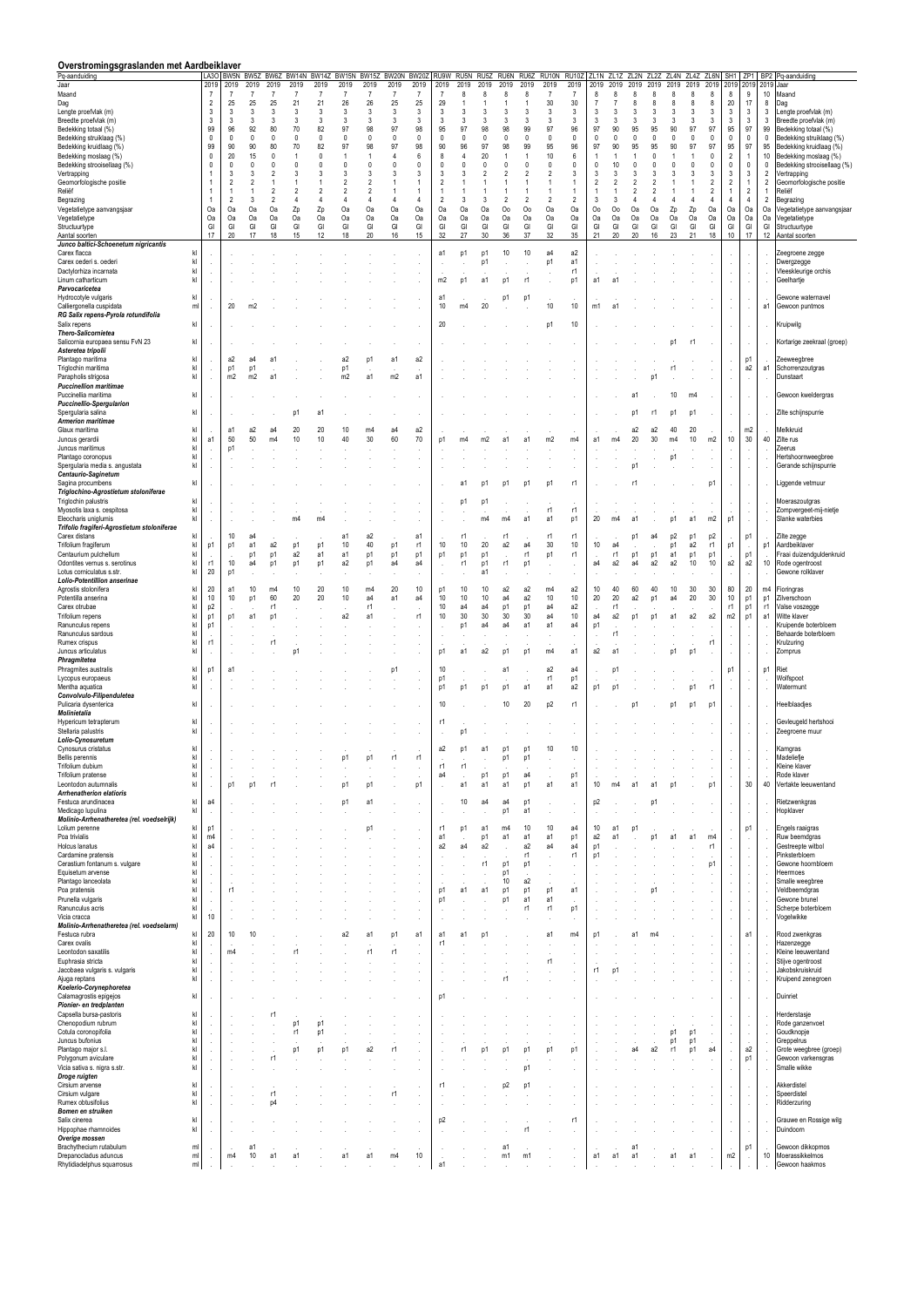## Overstromingsgraslanden met Aardbeiklaver

| Pq-aanduiding | | LA3O | BW5N | BW5Z | BW6Z | BW14N | BW14Z | BW15N | BW15Z | BW20N | BW20Z | RU9W | RU5N | RU5Z | RU6N | RU6Z | RU10N | RU10Z | ZL1N | ZL1Z | ZL2N | ZL2Z | ZL4N | ZL4Z | ZL6N | SH1 | ZP1 | BP2 | Pq-aanduiding |
|---|---|---|---|---|---|---|---|---|---|---|---|---|---|---|---|---|---|---|---|---|---|---|---|---|---|---|---|---|---|
| Jaar | | 2019 | 2019 | 2019 | 2019 | 2019 | 2019 | 2019 | 2019 | 2019 | 2019 | 2019 | 2019 | 2019 | 2019 | 2019 | 2019 | 2019 | 2019 | 2019 | 2019 | 2019 | 2019 | 2019 | 2019 | 2019 | 2019 | 2019 | Jaar |
| Maand | | 7 | 7 | 7 | 7 | 7 | 7 | 7 | 7 | 7 | 7 | 7 | 8 | 8 | 8 | 8 | 7 | 7 | 8 | 8 | 8 | 8 | 8 | 8 | 8 | 8 | 9 | 10 | Maand |
| Dag | | 2 | 25 | 25 | 25 | 21 | 21 | 26 | 26 | 25 | 25 | 29 | 1 | 1 | 1 | 1 | 30 | 30 | 7 | 7 | 8 | 8 | 8 | 8 | 8 | 20 | 17 | 8 | Dag |
| Lengte proefvlak (m) | | 3 | 3 | 3 | 3 | 3 | 3 | 3 | 3 | 3 | 3 | 3 | 3 | 3 | 3 | 3 | 3 | 3 | 3 | 3 | 3 | 3 | 3 | 3 | 3 | 3 | 3 | 3 | Lengte proefvlak (m) |
| Breedte proefvlak (m) | | 3 | 3 | 3 | 3 | 3 | 3 | 3 | 3 | 3 | 3 | 3 | 3 | 3 | 3 | 3 | 3 | 3 | 3 | 3 | 3 | 3 | 3 | 3 | 3 | 3 | 3 | 3 | Breedte proefvlak (m) |
| Bedekking totaal (%) | | 99 | 96 | 92 | 80 | 70 | 82 | 97 | 98 | 97 | 98 | 95 | 97 | 98 | 98 | 99 | 97 | 96 | 97 | 90 | 95 | 95 | 90 | 97 | 97 | 95 | 97 | 99 | Bedekking totaal (%) |
| Bedekking struiklaag (%) | | 0 | 0 | 0 | 0 | 0 | 0 | 0 | 0 | 0 | 0 | 0 | 0 | 0 | 0 | 0 | 0 | 0 | 0 | 0 | 0 | 0 | 0 | 0 | 0 | 0 | 0 | 0 | Bedekking struiklaag (%) |
| Bedekking kruidlaag (%) | | 99 | 90 | 90 | 80 | 70 | 82 | 97 | 98 | 97 | 98 | 90 | 96 | 97 | 98 | 99 | 95 | 96 | 97 | 90 | 95 | 95 | 90 | 97 | 97 | 95 | 97 | 95 | Bedekking kruidlaag (%) |
| Bedekking moslaag (%) | | 0 | 20 | 15 | 0 | 1 | 0 | 1 | 1 | 4 | 6 | 8 | 4 | 20 | 1 | 1 | 10 | 6 | 1 | 1 | 1 | 0 | 1 | 1 | 0 | 2 | 1 | 10 | Bedekking moslaag (%) |
| Bedekking strooisellaag (%) | | 0 | 0 | 0 | 0 | 0 | 0 | 0 | 0 | 0 | 0 | 0 | 0 | 0 | 0 | 0 | 0 | 0 | 0 | 10 | 0 | 0 | 0 | 0 | 0 | 0 | 0 | 0 | Bedekking strooisellaag (%) |
| Vertrapping | | 1 | 3 | 3 | 2 | 3 | 3 | 3 | 3 | 3 | 3 | 3 | 3 | 2 | 2 | 2 | 2 | 3 | 3 | 3 | 3 | 3 | 3 | 3 | 3 | 3 | 3 | 2 | Vertrapping |
| Geomorfologische positie | | 1 | 2 | 2 | 1 | 1 | 1 | 2 | 2 | 1 | 1 | 2 | 1 | 1 | 1 | 1 | 1 | 1 | 2 | 2 | 2 | 2 | 1 | 1 | 2 | 2 | 1 | 2 | Geomorfologische positie |
| Reliëf | | 1 | 1 | 1 | 2 | 2 | 2 | 2 | 2 | 1 | 1 | 1 | 1 | 1 | 1 | 1 | 1 | 1 | 1 | 1 | 2 | 2 | 1 | 1 | 2 | 1 | 2 | 1 | Reliëf |
| Begrazing | | 1 | 2 | 3 | 2 | 4 | 4 | 4 | 4 | 4 | 4 | 2 | 3 | 3 | 2 | 2 | 2 | 2 | 3 | 3 | 4 | 4 | 4 | 4 | 4 | 4 | 4 | 2 | Begrazing |
| Vegetatietype aanvangsjaar | | Oa | Oa | Oa | Oa | Zp | Zp | Oa | Oa | Oa | Oa | Oa | Oa | Oa | Oo | Oo | Oa | Oa | Oo | Oo | Oa | Oa | Zp | Zp | Oa | Oa | Oa | Oa | Vegetatietype aanvangsjaar |
| Vegetatietype | | Oa | Oa | Oa | Oa | Oa | Oa | Oa | Oa | Oa | Oa | Oa | Oa | Oa | Oa | Oa | Oa | Oa | Oa | Oa | Oa | Oa | Oa | Oa | Oa | Oa | Oa | Oa | Vegetatietype |
| Structuurtype | | Gl | Gl | Gl | Gl | Gl | Gl | Gl | Gl | Gl | Gl | Gl | Gl | Gl | Gl | Gl | Gl | Gl | Gl | Gl | Gl | Gl | Gl | Gl | Gl | Gl | Gl | Gl | Structuurtype |
| Aantal soorten | | 17 | 20 | 17 | 18 | 15 | 12 | 18 | 20 | 16 | 15 | 32 | 27 | 30 | 36 | 37 | 32 | 35 | 21 | 20 | 20 | 16 | 23 | 21 | 18 | 10 | 17 | 12 | Aantal soorten |
| ***Junco baltici-Schoenetum nigricantis*** | | | | | | | | | | | | | | | | | | | | | | | | | | | | | |
| Carex flacca | kl | . | . | . | . | . | . | . | . | . | . | a1 | p1 | p1 | 10 | 10 | a4 | a2 | . | . | . | . | . | . | . | . | . | . | Zeegroene zegge |
| Carex oederi s. oederi | kl | . | . | . | . | . | . | . | . | . | . | . | . | p1 | . | . | p1 | a1 | . | . | . | . | . | . | . | . | . | . | Dwergzegge |
| Dactylorhiza incarnata | kl | . | . | . | . | . | . | . | . | . | . | . | . | . | . | . | . | r1 | . | . | . | . | . | . | . | . | . | . | Vleeskleurige orchis |
| Linum catharticum | kl | . | . | . | . | . | . | . | . | . | . | m2 | p1 | a1 | p1 | r1 | . | p1 | a1 | a1 | . | . | . | . | . | . | . | . | Geelhartje |
| ***Parvocaricetea*** | | | | | | | | | | | | | | | | | | | | | | | | | | | | | |
| Hydrocotyle vulgaris | kl | . | . | . | . | . | . | . | . | . | . | a1 | . | . | p1 | p1 | . | . | . | . | . | . | . | . | . | . | . | . | Gewone waternavel |
| Calliergonella cuspidata | ml | . | 20 | m2 | . | . | . | . | . | . | . | 10 | m4 | 20 | . | . | 10 | 10 | m1 | a1 | . | . | . | . | . | . | . | a1 | Gewoon puntmos |
| ***RG Salix repens-Pyrola rotundifolia*** | | | | | | | | | | | | | | | | | | | | | | | | | | | | | |
| Salix repens | kl | . | . | . | . | . | . | . | . | . | . | 20 | . | . | . | . | p1 | 10 | . | . | . | . | . | . | . | . | . | . | Kruipwilg |
| ***Thero-Salicornietea*** | | | | | | | | | | | | | | | | | | | | | | | | | | | | | |
| Salicornia europaea sensu FvN 23 | kl | . | . | . | . | . | . | . | . | . | . | . | . | . | . | . | . | . | . | . | . | . | . | p1 | r1 | . | . | . | Kortarige zeekraal (groep) |
| ***Asteretea tripolii*** | | | | | | | | | | | | | | | | | | | | | | | | | | | | | |
| Plantago maritima | kl | . | a2 | a4 | a1 | . | . | a2 | p1 | a1 | a2 | . | . | . | . | . | . | . | . | . | . | . | . | . | . | . | p1 | . | Zeeweegbree |
| Triglochin maritima | kl | . | p1 | p1 | . | . | . | p1 | . | . | . | . | . | . | . | . | . | . | . | . | . | . | r1 | . | . | . | a2 | a1 | Schorrenzoutgras |
| Parapholis strigosa | kl | . | m2 | m2 | a1 | . | . | m2 | a1 | m2 | a1 | . | . | . | . | . | . | . | . | . | . | p1 | . | . | . | . | . | . | Dunstaart |
| ***Puccinellion maritimae*** | | | | | | | | | | | | | | | | | | | | | | | | | | | | | |
| Puccinellia maritima | kl | . | . | . | . | . | . | . | . | . | . | . | . | . | . | . | . | . | . | . | a1 | . | 10 | m4 | . | . | . | . | Gewoon kweldergras |
| ***Puccinellio-Spergularion*** | | | | | | | | | | | | | | | | | | | | | | | | | | | | | |
| Spergularia salina | kl | . | . | . | . | p1 | a1 | . | . | . | . | . | . | . | . | . | . | . | . | . | p1 | r1 | p1 | p1 | . | . | . | . | Zilte schijnspurrie |
| ***Armerion maritimae*** | | | | | | | | | | | | | | | | | | | | | | | | | | | | | |
| Glaux maritima | kl | . | a1 | a2 | a4 | 20 | 20 | 10 | m4 | a4 | a2 | . | . | . | . | . | . | . | . | . | a2 | a2 | 40 | 20 | . | . | m2 | . | Melkkruid |
| Juncus gerardii | kl | a1 | 50 | 50 | m4 | 10 | 10 | 40 | 30 | 60 | 70 | p1 | m4 | m2 | a1 | a1 | m2 | m4 | a1 | m4 | 20 | 30 | m4 | 10 | m2 | 10 | 30 | 40 | Zilte rus |
| Juncus maritimus | kl | . | p1 | . | . | . | . | . | . | . | . | . | . | . | . | . | . | . | . | . | . | . | . | . | . | . | . | . | Zeerus |
| Plantago coronopus | kl | . | . | . | . | . | . | . | . | . | . | . | . | . | . | . | . | . | . | . | . | . | p1 | . | . | . | . | . | Hertshoornweegbree |
| Spergularia media s. angustata | kl | . | . | . | . | . | . | . | . | . | . | . | . | . | . | . | . | . | . | . | p1 | . | . | . | . | . | . | . | Gerande schijnspurrie |
| ***Centaurio-Saginetum*** | | | | | | | | | | | | | | | | | | | | | | | | | | | | | |
| Sagina procumbens | kl | . | . | . | . | . | . | . | . | . | . | . | a1 | p1 | p1 | p1 | p1 | r1 | . | . | r1 | . | . | . | p1 | . | . | . | Liggende vetmuur |
| ***Triglochino-Agrostietum stoloniferae*** | | | | | | | | | | | | | | | | | | | | | | | | | | | | | |
| Triglochin palustris | kl | . | . | . | . | . | . | . | . | . | . | . | p1 | p1 | . | . | . | . | . | . | . | . | . | . | . | . | . | . | Moeraszoutgras |
| Myosotis laxa s. cespitosa | kl | . | . | . | . | . | . | . | . | . | . | . | . | . | . | . | r1 | r1 | . | . | . | . | . | . | . | . | . | . | Zompvergeet-mij-nietje |
| Eleocharis uniglumis | kl | . | . | . | . | m4 | m4 | . | . | . | . | . | . | . | m4 | a4 | a1 | p1 | 20 | m4 | a1 | . | p1 | a1 | m2 | p1 | . | . | Slanke waterbies |
| ***Trifolio fragiferi-Agrostietum stoloniferae*** | | | | | | | | | | | | | | | | | | | | | | | | | | | | | |
| Carex distans | kl | . | 10 | a4 | . | . | . | a1 | a2 | . | a1 | . | r1 | . | r1 | . | r1 | r1 | . | . | p1 | a4 | p2 | p1 | p2 | . | p1 | . | Zilte zegge |
| Trifolium fragiferum | kl | p1 | p1 | a1 | a2 | p1 | p1 | 10 | 40 | p1 | r1 | 10 | 10 | 20 | a2 | a4 | 30 | 10 | 10 | a4 | . | . | p1 | a2 | r1 | p1 | . | p1 | Aardbeiklaver |
| Centaurium pulchellum | kl | . | . | p1 | p1 | a2 | a1 | a1 | p1 | p1 | p1 | p1 | p1 | p1 | . | r1 | p1 | r1 | . | r1 | p1 | p1 | a1 | p1 | p1 | . | p1 | . | Fraai duizendguldenkruid |
| Odontites vernus s. serotinus | kl | r1 | 10 | a4 | p1 | p1 | p1 | a2 | p1 | a4 | a4 | . | r1 | p1 | r1 | p1 | . | . | a4 | a2 | a4 | a2 | a2 | 10 | 10 | a2 | a2 | 10 | Rode ogentroost |
| Lotus corniculatus s.str. | kl | 20 | p1 | . | . | . | . | . | . | . | . | . | . | a1 | . | . | . | . | . | . | . | . | . | . | . | . | . | . | Gewone rolklaver |
| ***Lolio-Potentillion anserinae*** | | | | | | | | | | | | | | | | | | | | | | | | | | | | | |
| Agrostis stolonifera | kl | 20 | a1 | 10 | m4 | 10 | 20 | 10 | m4 | 20 | 10 | p1 | 10 | 10 | a2 | a2 | m4 | a2 | 10 | 40 | 60 | 40 | 10 | 30 | 30 | 80 | 20 | m4 | Fioringras |
| Potentilla anserina | kl | 10 | 10 | p1 | 60 | 20 | 20 | 10 | a4 | a1 | a4 | 10 | 10 | 10 | a4 | a2 | 10 | 10 | 20 | 20 | a2 | p1 | a4 | 20 | 30 | 10 | p1 | p1 | Zilverschoon |
| Carex otrubae | kl | p2 | . | . | r1 | . | . | . | r1 | . | . | 10 | a4 | a4 | p1 | p1 | a4 | a2 | . | r1 | . | . | . | . | . | r1 | p1 | r1 | Valse voszegge |
| Trifolium repens | kl | p1 | p1 | a1 | p1 | . | . | a2 | a1 | . | r1 | 10 | 30 | 30 | 30 | 30 | a4 | 10 | a4 | a2 | p1 | p1 | a1 | a2 | a2 | m2 | p1 | a1 | Witte klaver |
| Ranunculus repens | kl | p1 | . | . | . | . | . | . | . | . | . | . | p1 | a4 | a4 | a1 | a1 | a4 | p1 | . | . | . | . | . | . | . | . | . | Kruipende boterbloem |
| Ranunculus sardous | kl | . | . | . | . | . | . | . | . | . | . | . | . | . | . | . | . | . | . | r1 | . | . | . | . | . | . | . | . | Behaarde boterbloem |
| Rumex crispus | kl | r1 | . | . | r1 | . | . | . | . | . | . | . | . | . | . | . | . | . | . | . | . | . | . | . | r1 | . | . | . | Krulzuring |
| Juncus articulatus | kl | . | . | . | . | p1 | . | . | . | . | . | p1 | a1 | a2 | p1 | p1 | m4 | a1 | a2 | a1 | . | . | p1 | p1 | . | . | . | . | Zomprus |
| ***Phragmitetea*** | | | | | | | | | | | | | | | | | | | | | | | | | | | | | |
| Phragmites australis | kl | p1 | a1 | . | . | . | . | . | . | p1 | . | 10 | . | . | a1 | . | a2 | a4 | . | p1 | . | . | . | . | . | p1 | . | p1 | Riet |
| Lycopus europaeus | kl | . | . | . | . | . | . | . | . | . | . | p1 | . | . | . | . | r1 | p1 | . | . | . | . | . | . | . | . | . | . | Wolfspoot |
| Mentha aquatica | kl | . | . | . | . | . | . | . | . | . | . | p1 | p1 | p1 | p1 | a1 | a1 | a2 | p1 | p1 | . | . | . | p1 | r1 | . | . | . | Watermunt |
| ***Convolvulo-Filipenduletea*** | | | | | | | | | | | | | | | | | | | | | | | | | | | | | |
| Pulicaria dysenterica | kl | . | . | . | . | . | . | . | . | . | . | 10 | . | . | 10 | 20 | p2 | r1 | . | . | p1 | . | p1 | p1 | p1 | . | . | . | Heelblaadjes |
| ***Molinietalia*** | | | | | | | | | | | | | | | | | | | | | | | | | | | | | |
| Hypericum tetrapterum | kl | . | . | . | . | . | . | . | . | . | . | r1 | . | . | . | . | . | . | . | . | . | . | . | . | . | . | . | . | Gevleugeld hertshooi |
| Stellaria palustris | kl | . | . | . | . | . | . | . | . | . | . | . | p1 | . | . | . | . | . | . | . | . | . | . | . | . | . | . | . | Zeegroene muur |
| ***Lolio-Cynosuretum*** | | | | | | | | | | | | | | | | | | | | | | | | | | | | | |
| Cynosurus cristatus | kl | . | . | . | . | . | . | . | . | . | . | a2 | p1 | a1 | p1 | p1 | 10 | 10 | . | . | . | . | . | . | . | . | . | . | Kamgras |
| Bellis perennis | kl | . | . | . | . | . | . | p1 | p1 | r1 | r1 | . | . | . | p1 | p1 | . | . | . | . | . | . | . | . | . | . | . | . | Madeliefje |
| Trifolium dubium | kl | . | . | . | . | . | . | . | . | . | . | r1 | r1 | . | . | . | . | . | . | . | . | . | . | . | . | . | . | . | Kleine klaver |
| Trifolium pratense | kl | . | . | . | . | . | . | . | . | . | . | a4 | . | p1 | p1 | a4 | . | p1 | . | . | . | . | . | . | . | . | . | . | Rode klaver |
| Leontodon autumnalis | kl | . | p1 | p1 | r1 | . | . | p1 | p1 | . | p1 | . | a1 | a1 | p1 | p1 | a1 | a1 | 10 | m4 | a1 | a1 | p1 | . | p1 | . | 30 | 40 | Vertakte leeuwentand |
| ***Arrhenatherion elatioris*** | | | | | | | | | | | | | | | | | | | | | | | | | | | | | |
| Festuca arundinacea | kl | a4 | . | . | . | . | . | p1 | a1 | . | . | . | 10 | a4 | a4 | p1 | . | . | p2 | . | . | p1 | . | . | . | . | . | . | Rietzwenkgras |
| Medicago lupulina | kl | . | . | . | . | . | . | . | . | . | . | . | . | . | p1 | a1 | . | . | . | . | . | . | . | . | . | . | . | . | Hopklaver |
| ***Molinio-Arrhenatheretea (rel. voedselrijk)*** | | | | | | | | | | | | | | | | | | | | | | | | | | | | | |
| Lolium perenne | kl | p1 | . | . | . | . | . | . | p1 | . | . | r1 | p1 | a1 | m4 | 10 | 10 | a4 | 10 | a1 | p1 | . | . | . | . | . | p1 | . | Engels raaigras |
| Poa trivialis | kl | m4 | . | . | . | . | . | . | . | . | . | a1 | . | p1 | a1 | a1 | a1 | p1 | a2 | a1 | . | p1 | a1 | a1 | m4 | . | . | . | Ruw beemdgras |
| Holcus lanatus | kl | a4 | . | . | . | . | . | . | . | . | . | a2 | a4 | a2 | . | a2 | a4 | a4 | p1 | . | . | . | . | . | r1 | . | . | . | Gestreepte witbol |
| Cardamine pratensis | kl | . | . | . | . | . | . | . | . | . | . | . | . | . | . | r1 | . | r1 | p1 | . | . | . | . | . | . | . | . | . | Pinksterbloem |
| Cerastium fontanum s. vulgare | kl | . | . | . | . | . | . | . | . | . | . | . | . | r1 | p1 | p1 | . | . | . | . | . | . | . | . | p1 | . | . | . | Gewone hoornbloem |
| Equisetum arvense | kl | . | . | . | . | . | . | . | . | . | . | . | . | . | p1 | . | . | . | . | . | . | . | . | . | . | . | . | . | Heermoes |
| Plantago lanceolata | kl | . | . | . | . | . | . | . | . | . | . | . | . | . | 10 | a2 | . | . | . | . | . | . | . | . | . | . | . | . | Smalle weegbree |
| Poa pratensis | kl | . | r1 | . | . | . | . | . | . | . | . | p1 | a1 | a1 | p1 | p1 | p1 | a1 | . | . | . | p1 | . | . | . | . | . | . | Veldbeemdgras |
| Prunella vulgaris | kl | . | . | . | . | . | . | . | . | . | . | p1 | . | . | p1 | a1 | a1 | . | . | . | . | . | . | . | . | . | . | . | Gewone brunel |
| Ranunculus acris | kl | . | . | . | . | . | . | . | . | . | . | . | . | . | . | r1 | r1 | p1 | . | . | . | . | . | . | . | . | . | . | Scherpe boterbloem |
| Vicia cracca | kl | 10 | . | . | . | . | . | . | . | . | . | . | . | . | . | . | . | . | . | . | . | . | . | . | . | . | . | . | Vogelwikke |
| ***Molinio-Arrhenatheretea (rel. voedselarm)*** | | | | | | | | | | | | | | | | | | | | | | | | | | | | | |
| Festuca rubra | kl | 20 | 10 | 10 | . | . | . | a2 | a1 | p1 | a1 | a1 | a1 | p1 | . | . | a1 | m4 | p1 | . | a1 | m4 | . | . | . | . | a1 | . | Rood zwenkgras |
| Carex ovalis | kl | . | . | . | . | . | . | . | . | . | . | r1 | . | . | . | . | . | . | . | . | . | . | . | . | . | . | . | . | Hazenzegge |
| Leontodon saxatilis | kl | . | m4 | . | . | r1 | . | . | r1 | r1 | . | . | . | . | . | . | . | . | . | . | . | . | . | . | . | . | . | . | Kleine leeuwentand |
| Euphrasia stricta | kl | . | . | . | . | . | . | . | . | . | . | . | . | . | . | . | r1 | . | . | . | . | . | . | . | . | . | . | . | Stijve ogentroost |
| Jacobaea vulgaris s. vulgaris | kl | . | . | . | . | . | . | . | . | . | . | . | . | . | . | . | . | . | r1 | p1 | . | . | . | . | . | . | . | . | Jakobskruiskruid |
| Ajuga reptans | kl | . | . | . | . | . | . | . | . | . | . | . | . | . | r1 | . | . | . | . | . | . | . | . | . | . | . | . | . | Kruipend zenegroen |
| ***Koelerio-Corynephoretea*** | | | | | | | | | | | | | | | | | | | | | | | | | | | | | |
| Calamagrostis epigejos | kl | . | . | . | . | . | . | . | . | . | . | p1 | . | . | . | . | . | . | . | . | . | . | . | . | . | . | . | . | Duinriet |
| ***Pionier- en tredplanten*** | | | | | | | | | | | | | | | | | | | | | | | | | | | | | |
| Capsella bursa-pastoris | kl | . | . | . | r1 | . | . | . | . | . | . | . | . | . | . | . | . | . | . | . | . | . | . | . | . | . | . | . | Herderstasje |
| Chenopodium rubrum | kl | . | . | . | . | p1 | p1 | . | . | . | . | . | . | . | . | . | . | . | . | . | . | . | . | . | . | . | . | . | Rode ganzenvoet |
| Cotula coronopifolia | kl | . | . | . | . | r1 | p1 | . | . | . | . | . | . | . | . | . | . | . | . | . | . | . | . | p1 | p1 | . | . | . | Goudknopje |
| Juncus bufonius | kl | . | . | . | . | . | . | . | . | . | . | . | . | . | . | . | . | . | . | . | . | . | p1 | p1 | . | . | . | . | Greppelrus |
| Plantago major s.l. | kl | . | . | . | . | p1 | p1 | p1 | a2 | r1 | . | . | r1 | p1 | p1 | p1 | p1 | p1 | . | . | a4 | a2 | r1 | p1 | a4 | . | a2 | . | Grote weegbree (groep) |
| Polygonum aviculare | kl | . | . | . | . | r1 | . | . | . | . | . | . | . | . | . | . | . | . | . | . | . | . | . | . | . | . | p1 | . | Gewoon varkensgras |
| Vicia sativa s. nigra s.str. | kl | . | . | . | . | . | . | . | . | . | . | . | . | . | . | p1 | . | . | . | . | . | . | . | . | . | . | . | . | Smalle wikke |
| ***Droge ruigten*** | | | | | | | | | | | | | | | | | | | | | | | | | | | | | |
| Cirsium arvense | kl | . | . | . | . | . | . | . | . | . | . | r1 | . | . | p2 | p1 | . | . | . | . | . | . | . | . | . | . | . | . | Akkerdistel |
| Cirsium vulgare | kl | . | . | . | . | r1 | . | . | . | r1 | . | . | . | . | . | . | . | . | . | . | . | . | . | . | . | . | . | . | Speerdistel |
| Rumex obtusifolius | kl | . | . | . | . | p4 | . | . | . | . | . | . | . | . | . | . | . | . | . | . | . | . | . | . | . | . | . | . | Ridderzuring |
| ***Bomen en struiken*** | | | | | | | | | | | | | | | | | | | | | | | | | | | | | |
| Salix cinerea | kl | . | . | . | . | . | . | . | . | . | . | p2 | . | . | . | . | . | r1 | . | . | . | . | . | . | . | . | . | . | Grauwe en Rossige wilg |
| Hippophae rhamnoides | kl | . | . | . | . | . | . | . | . | . | . | . | . | . | . | . | r1 | . | . | . | . | . | . | . | . | . | . | . | Duindoorn |
| ***Overige mossen*** | | | | | | | | | | | | | | | | | | | | | | | | | | | | | |
| Brachythecium rutabulum | ml | . | . | a1 | . | . | . | . | . | . | . | . | . | . | a1 | . | . | . | . | . | a1 | . | . | . | . | . | p1 | . | Gewoon dikkopmos |
| Drepanocladus aduncus | ml | . | m4 | 10 | a1 | a1 | . | a1 | a1 | m4 | 10 | . | . | . | m1 | m1 | . | . | a1 | a1 | a1 | . | a1 | a1 | . | m2 | . | 10 | Moerassikkelmos |
| Rhytidiadelphus squarrosus | ml | . | . | . | . | . | . | . | . | . | . | a1 | . | . | . | . | . | . | . | . | . | . | . | . | . | . | . | . | Gewoon haakmos |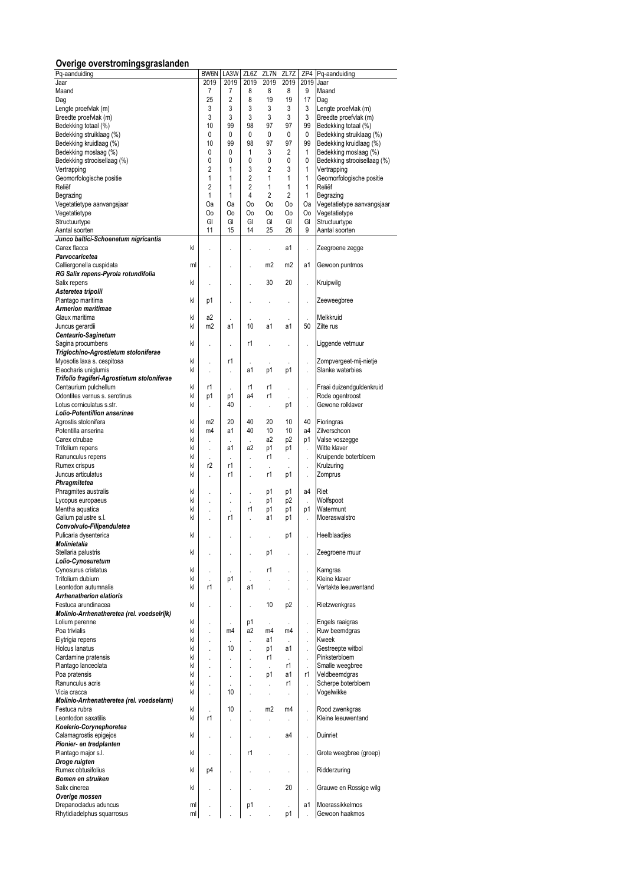## Overige overstromingsgraslanden

| Pq-aanduiding | | BW6N | LA3W | ZL6Z | ZL7N | ZL7Z | ZP4 | Pq-aanduiding |
|---|---|---|---|---|---|---|---|---|
| Jaar | | 2019 | 2019 | 2019 | 2019 | 2019 | 2019 | Jaar |
| Maand | | 7 | 7 | 8 | 8 | 8 | 9 | Maand |
| Dag | | 25 | 2 | 8 | 19 | 19 | 17 | Dag |
| Lengte proefvlak (m) | | 3 | 3 | 3 | 3 | 3 | 3 | Lengte proefvlak (m) |
| Breedte proefvlak (m) | | 3 | 3 | 3 | 3 | 3 | 3 | Breedte proefvlak (m) |
| Bedekking totaal (%) | | 10 | 99 | 98 | 97 | 97 | 99 | Bedekking totaal (%) |
| Bedekking struiklaag (%) | | 0 | 0 | 0 | 0 | 0 | 0 | Bedekking struiklaag (%) |
| Bedekking kruidlaag (%) | | 10 | 99 | 98 | 97 | 97 | 99 | Bedekking kruidlaag (%) |
| Bedekking moslaag (%) | | 0 | 0 | 1 | 3 | 2 | 1 | Bedekking moslaag (%) |
| Bedekking strooisellaag (%) | | 0 | 0 | 0 | 0 | 0 | 0 | Bedekking strooisellaag (%) |
| Vertrapping | | 2 | 1 | 3 | 2 | 3 | 1 | Vertrapping |
| Geomorfologische positie | | 1 | 1 | 2 | 1 | 1 | 1 | Geomorfologische positie |
| Reliëf | | 2 | 1 | 2 | 1 | 1 | 1 | Reliëf |
| Begrazing | | 1 | 1 | 4 | 2 | 2 | 1 | Begrazing |
| Vegetatietype aanvangsjaar | | Oa | Oa | Oo | Oo | Oo | Oa | Vegetatietype aanvangsjaar |
| Vegetatietype | | Oo | Oo | Oo | Oo | Oo | Oo | Vegetatietype |
| Structuurtype | | Gl | Gl | Gl | Gl | Gl | Gl | Structuurtype |
| Aantal soorten | | 11 | 15 | 14 | 25 | 26 | 9 | Aantal soorten |
| ***Junco baltici-Schoenetum nigricantis*** | | | | | | | | |
| Carex flacca | kl | . | . | . | . | a1 | . | Zeegroene zegge |
| ***Parvocaricetea*** | | | | | | | | |
| Calliergonella cuspidata | ml | . | . | . | m2 | m2 | a1 | Gewoon puntmos |
| ***RG Salix repens-Pyrola rotundifolia*** | | | | | | | | |
| Salix repens | kl | . | . | . | 30 | 20 | . | Kruipwilg |
| ***Asteretea tripolii*** | | | | | | | | |
| Plantago maritima | kl | p1 | . | . | . | . | . | Zeeweegbree |
| ***Armerion maritimae*** | | | | | | | | |
| Glaux maritima | kl | a2 | . | . | . | . | . | Melkkruid |
| Juncus gerardii | kl | m2 | a1 | 10 | a1 | a1 | 50 | Zilte rus |
| ***Centaurio-Saginetum*** | | | | | | | | |
| Sagina procumbens | kl | . | . | r1 | . | . | . | Liggende vetmuur |
| ***Triglochino-Agrostietum stoloniferae*** | | | | | | | | |
| Myosotis laxa s. cespitosa | kl | . | r1 | . | . | . | . | Zompvergeet-mij-nietje |
| Eleocharis uniglumis | kl | . | . | a1 | p1 | p1 | . | Slanke waterbies |
| ***Trifolio fragiferi-Agrostietum stoloniferae*** | | | | | | | | |
| Centaurium pulchellum | kl | r1 | . | r1 | r1 | . | . | Fraai duizendguldenkruid |
| Odontites vernus s. serotinus | kl | p1 | p1 | a4 | r1 | . | . | Rode ogentroost |
| Lotus corniculatus s.str. | kl | . | 40 | . | . | p1 | . | Gewone rolklaver |
| ***Lolio-Potentillion anserinae*** | | | | | | | | |
| Agrostis stolonifera | kl | m2 | 20 | 40 | 20 | 10 | 40 | Fioringras |
| Potentilla anserina | kl | m4 | a1 | 40 | 10 | 10 | a4 | Zilverschoon |
| Carex otrubae | kl | . | . | . | a2 | p2 | p1 | Valse voszegge |
| Trifolium repens | kl | . | a1 | a2 | p1 | p1 | . | Witte klaver |
| Ranunculus repens | kl | . | . | . | r1 | . | . | Kruipende boterbloem |
| Rumex crispus | kl | r2 | r1 | . | . | . | . | Krulzuring |
| Juncus articulatus | kl | . | r1 | . | r1 | p1 | . | Zomprus |
| ***Phragmitetea*** | | | | | | | | |
| Phragmites australis | kl | . | . | . | p1 | p1 | a4 | Riet |
| Lycopus europaeus | kl | . | . | . | p1 | p2 | . | Wolfspoot |
| Mentha aquatica | kl | . | . | r1 | p1 | p1 | p1 | Watermunt |
| Galium palustre s.l. | kl | . | r1 | . | a1 | p1 | . | Moeraswalstro |
| ***Convolvulo-Filipenduletea*** | | | | | | | | |
| Pulicaria dysenterica | kl | . | . | . | . | p1 | . | Heelblaadjes |
| ***Molinietalia*** | | | | | | | | |
| Stellaria palustris | kl | . | . | . | p1 | . | . | Zeegroene muur |
| ***Lolio-Cynosuretum*** | | | | | | | | |
| Cynosurus cristatus | kl | . | . | . | r1 | . | . | Kamgras |
| Trifolium dubium | kl | . | p1 | . | . | . | . | Kleine klaver |
| Leontodon autumnalis | kl | r1 | . | a1 | . | . | . | Vertakte leeuwentand |
| ***Arrhenatherion elatioris*** | | | | | | | | |
| Festuca arundinacea | kl | . | . | . | 10 | p2 | . | Rietzwenkgras |
| ***Molinio-Arrhenatheretea (rel. voedselrijk)*** | | | | | | | | |
| Lolium perenne | kl | . | . | p1 | . | . | . | Engels raaigras |
| Poa trivialis | kl | . | m4 | a2 | m4 | m4 | . | Ruw beemdgras |
| Elytrigia repens | kl | . | . | . | a1 | . | . | Kweek |
| Holcus lanatus | kl | . | 10 | . | p1 | a1 | . | Gestreepte witbol |
| Cardamine pratensis | kl | . | . | . | r1 | . | . | Pinksterbloem |
| Plantago lanceolata | kl | . | . | . | . | r1 | . | Smalle weegbree |
| Poa pratensis | kl | . | . | . | p1 | a1 | r1 | Veldbeemdgras |
| Ranunculus acris | kl | . | . | . | . | r1 | . | Scherpe boterbloem |
| Vicia cracca | kl | . | 10 | . | . | . | . | Vogelwikke |
| ***Molinio-Arrhenatheretea (rel. voedselarm)*** | | | | | | | | |
| Festuca rubra | kl | . | 10 | . | m2 | m4 | . | Rood zwenkgras |
| Leontodon saxatilis | kl | r1 | . | . | . | . | . | Kleine leeuwentand |
| ***Koelerio-Corynephoretea*** | | | | | | | | |
| Calamagrostis epigejos | kl | . | . | . | . | a4 | . | Duinriet |
| ***Pionier- en tredplanten*** | | | | | | | | |
| Plantago major s.l. | kl | . | . | r1 | . | . | . | Grote weegbree (groep) |
| ***Droge ruigten*** | | | | | | | | |
| Rumex obtusifolius | kl | p4 | . | . | . | . | . | Ridderzuring |
| ***Bomen en struiken*** | | | | | | | | |
| Salix cinerea | kl | . | . | . | . | 20 | . | Grauwe en Rossige wilg |
| ***Overige mossen*** | | | | | | | | |
| Drepanocladus aduncus | ml | . | . | p1 | . | . | a1 | Moerassikkelmos |
| Rhytidiadelphus squarrosus | ml | . | . | . | . | p1 | . | Gewoon haakmos |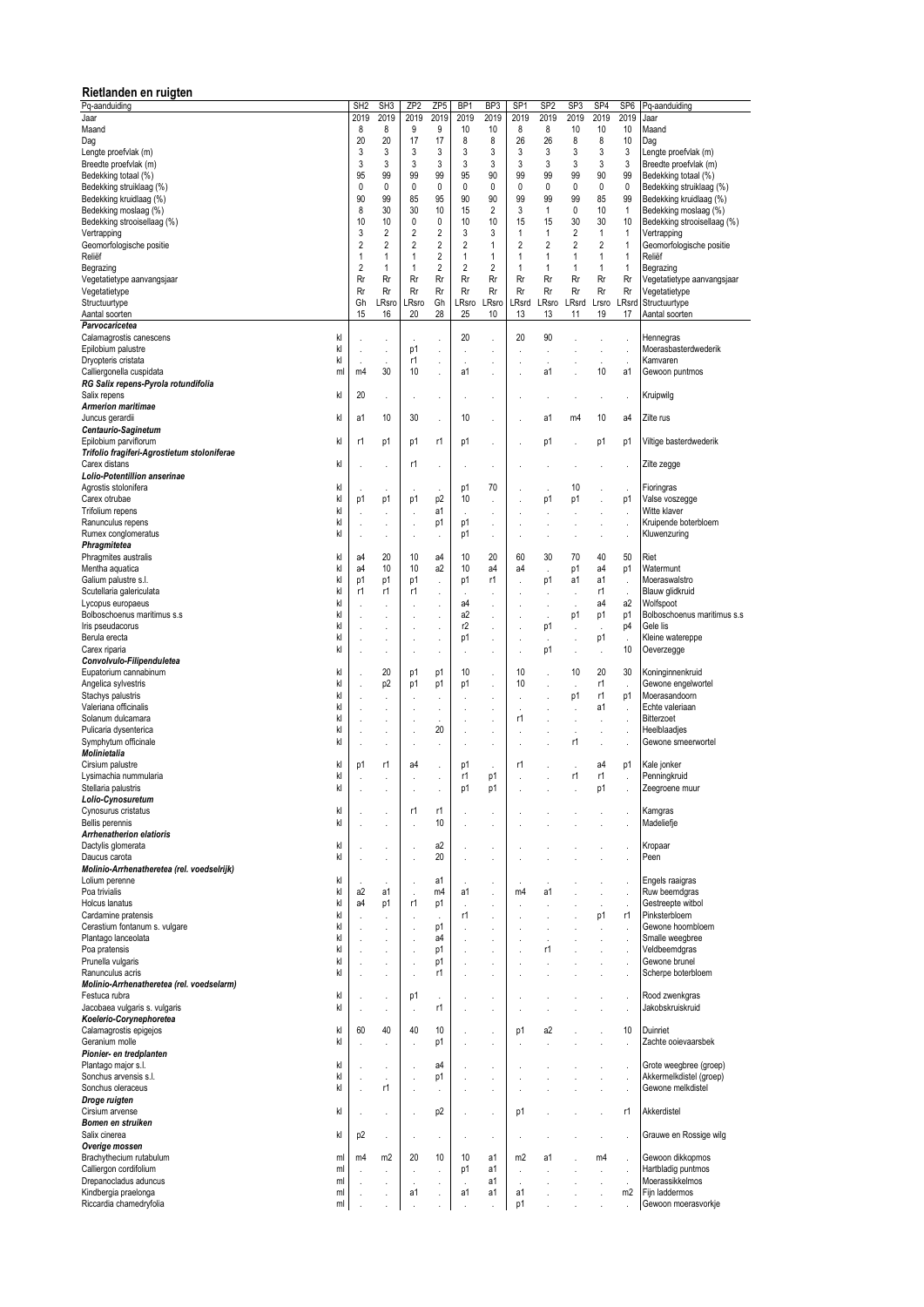## Rietlanden en ruigten

| Pq-aanduiding | | SH2 | SH3 | ZP2 | ZP5 | BP1 | BP3 | SP1 | SP2 | SP3 | SP4 | SP6 | Pq-aanduiding |
|---|---|---|---|---|---|---|---|---|---|---|---|---|---|
| Jaar | | 2019 | 2019 | 2019 | 2019 | 2019 | 2019 | 2019 | 2019 | 2019 | 2019 | 2019 | Jaar |
| Maand | | 8 | 8 | 9 | 9 | 10 | 10 | 8 | 8 | 10 | 10 | 10 | Maand |
| Dag | | 20 | 20 | 17 | 17 | 8 | 8 | 26 | 26 | 8 | 8 | 10 | Dag |
| Lengte proefvlak (m) | | 3 | 3 | 3 | 3 | 3 | 3 | 3 | 3 | 3 | 3 | 3 | Lengte proefvlak (m) |
| Breedte proefvlak (m) | | 3 | 3 | 3 | 3 | 3 | 3 | 3 | 3 | 3 | 3 | 3 | Breedte proefvlak (m) |
| Bedekking totaal (%) | | 95 | 99 | 99 | 99 | 95 | 90 | 99 | 99 | 99 | 90 | 99 | Bedekking totaal (%) |
| Bedekking struiklaag (%) | | 0 | 0 | 0 | 0 | 0 | 0 | 0 | 0 | 0 | 0 | 0 | Bedekking struiklaag (%) |
| Bedekking kruidlaag (%) | | 90 | 99 | 85 | 95 | 90 | 90 | 99 | 99 | 99 | 85 | 99 | Bedekking kruidlaag (%) |
| Bedekking moslaag (%) | | 8 | 30 | 30 | 10 | 15 | 2 | 3 | 1 | 0 | 10 | 1 | Bedekking moslaag (%) |
| Bedekking strooisellaag (%) | | 10 | 10 | 0 | 0 | 10 | 10 | 15 | 15 | 30 | 30 | 10 | Bedekking strooisellaag (%) |
| Vertrapping | | 3 | 2 | 2 | 2 | 3 | 3 | 1 | 1 | 2 | 1 | 1 | Vertrapping |
| Geomorfologische positie | | 2 | 2 | 2 | 2 | 2 | 1 | 2 | 2 | 2 | 2 | 1 | Geomorfologische positie |
| Reliëf | | 1 | 1 | 1 | 2 | 1 | 1 | 1 | 1 | 1 | 1 | 1 | Reliëf |
| Begrazing | | 2 | 1 | 1 | 2 | 2 | 2 | 1 | 1 | 1 | 1 | 1 | Begrazing |
| Vegetatietype aanvangsjaar | | Rr | Rr | Rr | Rr | Rr | Rr | Rr | Rr | Rr | Rr | Rr | Vegetatietype aanvangsjaar |
| Vegetatietype | | Rr | Rr | Rr | Rr | Rr | Rr | Rr | Rr | Rr | Rr | Rr | Vegetatietype |
| Structuurtype | | Gh | LRsro | LRsro | Gh | LRsro | LRsro | LRsrd | LRsro | LRsrd | Lrsro | LRsrd | Structuurtype |
| Aantal soorten | | 15 | 16 | 20 | 28 | 25 | 10 | 13 | 13 | 11 | 19 | 17 | Aantal soorten |
| ***Parvocaricetea*** | | | | | | | | | | | | | |
| Calamagrostis canescens | kl | . | . | . | . | 20 | . | 20 | 90 | . | . | . | Hennegras |
| Epilobium palustre | kl | . | . | p1 | . | . | . | . | . | . | . | . | Moerasbasterdwederik |
| Dryopteris cristata | kl | . | . | r1 | . | . | . | . | . | . | . | . | Kamvaren |
| Calliergonella cuspidata | ml | m4 | 30 | 10 | . | a1 | . | . | a1 | . | 10 | a1 | Gewoon puntmos |
| ***RG Salix repens-Pyrola rotundifolia*** | | | | | | | | | | | | | |
| Salix repens | kl | 20 | . | . | . | . | . | . | . | . | . | . | Kruipwilg |
| ***Armerion maritimae*** | | | | | | | | | | | | | |
| Juncus gerardii | kl | a1 | 10 | 30 | . | 10 | . | . | a1 | m4 | 10 | a4 | Zilte rus |
| ***Centaurio-Saginetum*** | | | | | | | | | | | | | |
| Epilobium parviflorum | kl | r1 | p1 | p1 | r1 | p1 | . | . | p1 | . | p1 | p1 | Viltige basterdwederik |
| ***Trifolio fragiferi-Agrostietum stoloniferae*** | | | | | | | | | | | | | |
| Carex distans | kl | . | . | r1 | . | . | . | . | . | . | . | . | Zilte zegge |
| ***Lolio-Potentillion anserinae*** | | | | | | | | | | | | | |
| Agrostis stolonifera | kl | . | . | . | . | p1 | 70 | . | . | 10 | . | . | Fioringras |
| Carex otrubae | kl | p1 | p1 | p1 | p2 | 10 | . | . | p1 | p1 | . | p1 | Valse voszegge |
| Trifolium repens | kl | . | . | . | a1 | . | . | . | . | . | . | . | Witte klaver |
| Ranunculus repens | kl | . | . | . | p1 | p1 | . | . | . | . | . | . | Kruipende boterbloem |
| Rumex conglomeratus | kl | . | . | . | . | p1 | . | . | . | . | . | . | Kluwenzuring |
| ***Phragmitetea*** | | | | | | | | | | | | | |
| Phragmites australis | kl | a4 | 20 | 10 | a4 | 10 | 20 | 60 | 30 | 70 | 40 | 50 | Riet |
| Mentha aquatica | kl | a4 | 10 | 10 | a2 | 10 | a4 | a4 | . | p1 | a4 | p1 | Watermunt |
| Galium palustre s.l. | kl | p1 | p1 | p1 | . | p1 | r1 | . | p1 | a1 | a1 | . | Moeraswalstro |
| Scutellaria galericulata | kl | r1 | r1 | r1 | . | . | . | . | . | . | r1 | . | Blauw glidkruid |
| Lycopus europaeus | kl | . | . | . | . | a4 | . | . | . | . | a4 | a2 | Wolfspoot |
| Bolboschoenus maritimus s.s | kl | . | . | . | . | a2 | . | . | . | p1 | p1 | p1 | Bolboschoenus maritimus s.s |
| Iris pseudacorus | kl | . | . | . | . | r2 | . | . | p1 | . | . | p4 | Gele lis |
| Berula erecta | kl | . | . | . | . | p1 | . | . | . | . | p1 | . | Kleine watereppe |
| Carex riparia | kl | . | . | . | . | . | . | . | p1 | . | . | 10 | Oeverzegge |
| ***Convolvulo-Filipenduletea*** | | | | | | | | | | | | | |
| Eupatorium cannabinum | kl | . | 20 | p1 | p1 | 10 | . | 10 | . | 10 | 20 | 30 | Koninginnenkruid |
| Angelica sylvestris | kl | . | p2 | p1 | p1 | p1 | . | 10 | . | . | r1 | . | Gewone engelwortel |
| Stachys palustris | kl | . | . | . | . | . | . | . | . | p1 | r1 | p1 | Moerasandoorn |
| Valeriana officinalis | kl | . | . | . | . | . | . | . | . | . | a1 | . | Echte valeriaan |
| Solanum dulcamara | kl | . | . | . | . | . | . | r1 | . | . | . | . | Bitterzoet |
| Pulicaria dysenterica | kl | . | . | . | 20 | . | . | . | . | . | . | . | Heelblaadjes |
| Symphytum officinale | kl | . | . | . | . | . | . | . | . | r1 | . | . | Gewone smeerwortel |
| ***Molinietalia*** | | | | | | | | | | | | | |
| Cirsium palustre | kl | p1 | r1 | a4 | . | p1 | . | r1 | . | . | a4 | p1 | Kale jonker |
| Lysimachia nummularia | kl | . | . | . | . | r1 | p1 | . | . | r1 | r1 | . | Penningkruid |
| Stellaria palustris | kl | . | . | . | . | p1 | p1 | . | . | . | p1 | . | Zeegroene muur |
| ***Lolio-Cynosuretum*** | | | | | | | | | | | | | |
| Cynosurus cristatus | kl | . | . | r1 | r1 | . | . | . | . | . | . | . | Kamgras |
| Bellis perennis | kl | . | . | . | 10 | . | . | . | . | . | . | . | Madeliefje |
| ***Arrhenatherion elatioris*** | | | | | | | | | | | | | |
| Dactylis glomerata | kl | . | . | . | a2 | . | . | . | . | . | . | . | Kropaar |
| Daucus carota | kl | . | . | . | 20 | . | . | . | . | . | . | . | Peen |
| ***Molinio-Arrhenatheretea (rel. voedselrijk)*** | | | | | | | | | | | | | |
| Lolium perenne | kl | . | . | . | a1 | . | . | . | . | . | . | . | Engels raaigras |
| Poa trivialis | kl | a2 | a1 | . | m4 | a1 | . | m4 | a1 | . | . | . | Ruw beemdgras |
| Holcus lanatus | kl | a4 | p1 | r1 | p1 | . | . | . | . | . | . | . | Gestreepte witbol |
| Cardamine pratensis | kl | . | . | . | . | r1 | . | . | . | . | p1 | r1 | Pinksterbloem |
| Cerastium fontanum s. vulgare | kl | . | . | . | p1 | . | . | . | . | . | . | . | Gewone hoornbloem |
| Plantago lanceolata | kl | . | . | . | a4 | . | . | . | . | . | . | . | Smalle weegbree |
| Poa pratensis | kl | . | . | . | p1 | . | . | . | r1 | . | . | . | Veldbeemdgras |
| Prunella vulgaris | kl | . | . | . | p1 | . | . | . | . | . | . | . | Gewone brunel |
| Ranunculus acris | kl | . | . | . | r1 | . | . | . | . | . | . | . | Scherpe boterbloem |
| ***Molinio-Arrhenatheretea (rel. voedselarm)*** | | | | | | | | | | | | | |
| Festuca rubra | kl | . | . | p1 | . | . | . | . | . | . | . | . | Rood zwenkgras |
| Jacobaea vulgaris s. vulgaris | kl | . | . | . | r1 | . | . | . | . | . | . | . | Jakobskruiskruid |
| ***Koelerio-Corynephoretea*** | | | | | | | | | | | | | |
| Calamagrostis epigejos | kl | 60 | 40 | 40 | 10 | . | . | p1 | a2 | . | . | 10 | Duinriet |
| Geranium molle | kl | . | . | . | p1 | . | . | . | . | . | . | . | Zachte ooievaarsbek |
| ***Pionier- en tredplanten*** | | | | | | | | | | | | | |
| Plantago major s.l. | kl | . | . | . | a4 | . | . | . | . | . | . | . | Grote weegbree (groep) |
| Sonchus arvensis s.l. | kl | . | . | . | p1 | . | . | . | . | . | . | . | Akkermelkdistel (groep) |
| Sonchus oleraceus | kl | . | r1 | . | . | . | . | . | . | . | . | . | Gewone melkdistel |
| ***Droge ruigten*** | | | | | | | | | | | | | |
| Cirsium arvense | kl | . | . | . | p2 | . | . | p1 | . | . | . | r1 | Akkerdistel |
| ***Bomen en struiken*** | | | | | | | | | | | | | |
| Salix cinerea | kl | p2 | . | . | . | . | . | . | . | . | . | . | Grauwe en Rossige wilg |
| ***Overige mossen*** | | | | | | | | | | | | | |
| Brachythecium rutabulum | ml | m4 | m2 | 20 | 10 | 10 | a1 | m2 | a1 | . | m4 | . | Gewoon dikkopmos |
| Calliergon cordifolium | ml | . | . | . | . | p1 | a1 | . | . | . | . | . | Hartbladig puntmos |
| Drepanocladus aduncus | ml | . | . | . | . | . | a1 | . | . | . | . | . | Moerassikkelmos |
| Kindbergia praelonga | ml | . | . | a1 | . | a1 | a1 | a1 | . | . | . | m2 | Fijn laddermos |
| Riccardia chamedryfolia | ml | . | . | . | . | . | . | p1 | . | . | . | . | Gewoon moerasvorkje |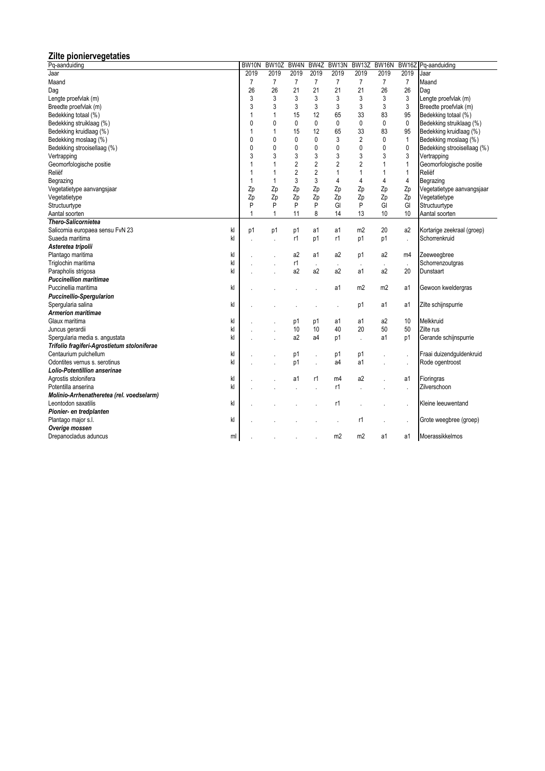## Zilte pioniervegetaties

| Pq-aanduiding | | BW10N | BW10Z | BW4N | BW4Z | BW13N | BW13Z | BW16N | BW16Z | Pq-aanduiding |
|---|---|---|---|---|---|---|---|---|---|---|
| Jaar | | 2019 | 2019 | 2019 | 2019 | 2019 | 2019 | 2019 | 2019 | Jaar |
| Maand | | 7 | 7 | 7 | 7 | 7 | 7 | 7 | 7 | Maand |
| Dag | | 26 | 26 | 21 | 21 | 21 | 21 | 26 | 26 | Dag |
| Lengte proefvlak (m) | | 3 | 3 | 3 | 3 | 3 | 3 | 3 | 3 | Lengte proefvlak (m) |
| Breedte proefvlak (m) | | 3 | 3 | 3 | 3 | 3 | 3 | 3 | 3 | Breedte proefvlak (m) |
| Bedekking totaal (%) | | 1 | 1 | 15 | 12 | 65 | 33 | 83 | 95 | Bedekking totaal (%) |
| Bedekking struiklaag (%) | | 0 | 0 | 0 | 0 | 0 | 0 | 0 | 0 | Bedekking struiklaag (%) |
| Bedekking kruidlaag (%) | | 1 | 1 | 15 | 12 | 65 | 33 | 83 | 95 | Bedekking kruidlaag (%) |
| Bedekking moslaag (%) | | 0 | 0 | 0 | 0 | 3 | 2 | 0 | 1 | Bedekking moslaag (%) |
| Bedekking strooisellaag (%) | | 0 | 0 | 0 | 0 | 0 | 0 | 0 | 0 | Bedekking strooisellaag (%) |
| Vertrapping | | 3 | 3 | 3 | 3 | 3 | 3 | 3 | 3 | Vertrapping |
| Geomorfologische positie | | 1 | 1 | 2 | 2 | 2 | 2 | 1 | 1 | Geomorfologische positie |
| Reliëf | | 1 | 1 | 2 | 2 | 1 | 1 | 1 | 1 | Reliëf |
| Begrazing | | 1 | 1 | 3 | 3 | 4 | 4 | 4 | 4 | Begrazing |
| Vegetatietype aanvangsjaar | | Zp | Zp | Zp | Zp | Zp | Zp | Zp | Zp | Vegetatietype aanvangsjaar |
| Vegetatietype | | Zp | Zp | Zp | Zp | Zp | Zp | Zp | Zp | Vegetatietype |
| Structuurtype | | P | P | P | P | Gl | P | Gl | Gl | Structuurtype |
| Aantal soorten | | 1 | 1 | 11 | 8 | 14 | 13 | 10 | 10 | Aantal soorten |
| ***Thero-Salicornietea*** | | | | | | | | | | |
| Salicornia europaea sensu FvN 23 | kl | p1 | p1 | p1 | a1 | a1 | m2 | 20 | a2 | Kortarige zeekraal (groep) |
| Suaeda maritima | kl | . | . | r1 | p1 | r1 | p1 | p1 | . | Schorrenkruid |
| ***Asteretea tripolii*** | | | | | | | | | | |
| Plantago maritima | kl | . | . | a2 | a1 | a2 | p1 | a2 | m4 | Zeeweegbree |
| Triglochin maritima | kl | . | . | r1 | . | . | . | . | . | Schorrenzoutgras |
| Parapholis strigosa | kl | . | . | a2 | a2 | a2 | a1 | a2 | 20 | Dunstaart |
| ***Puccinellion maritimae*** | | | | | | | | | | |
| Puccinellia maritima | kl | . | . | . | . | a1 | m2 | m2 | a1 | Gewoon kweldergras |
| ***Puccinellio-Spergularion*** | | | | | | | | | | |
| Spergularia salina | kl | . | . | . | . | . | p1 | a1 | a1 | Zilte schijnspurrie |
| ***Armerion maritimae*** | | | | | | | | | | |
| Glaux maritima | kl | . | . | p1 | p1 | a1 | a1 | a2 | 10 | Melkkruid |
| Juncus gerardii | kl | . | . | 10 | 10 | 40 | 20 | 50 | 50 | Zilte rus |
| Spergularia media s. angustata | kl | . | . | a2 | a4 | p1 | . | a1 | p1 | Gerande schijnspurrie |
| ***Trifolio fragiferi-Agrostietum stoloniferae*** | | | | | | | | | | |
| Centaurium pulchellum | kl | . | . | p1 | . | p1 | p1 | . | . | Fraai duizendguldenkruid |
| Odontites vernus s. serotinus | kl | . | . | p1 | . | a4 | a1 | . | . | Rode ogentroost |
| ***Lolio-Potentillion anserinae*** | | | | | | | | | | |
| Agrostis stolonifera | kl | . | . | a1 | r1 | m4 | a2 | . | a1 | Fioringras |
| Potentilla anserina | kl | . | . | . | . | r1 | . | . | . | Zilverschoon |
| ***Molinio-Arrhenatheretea (rel. voedselarm)*** | | | | | | | | | | |
| Leontodon saxatilis | kl | . | . | . | . | r1 | . | . | . | Kleine leeuwentand |
| ***Pionier- en tredplanten*** | | | | | | | | | | |
| Plantago major s.l. | kl | . | . | . | . | . | r1 | . | . | Grote weegbree (groep) |
| ***Overige mossen*** | | | | | | | | | | |
| Drepanocladus aduncus | ml | . | . | . | . | m2 | m2 | a1 | a1 | Moerassikkelmos |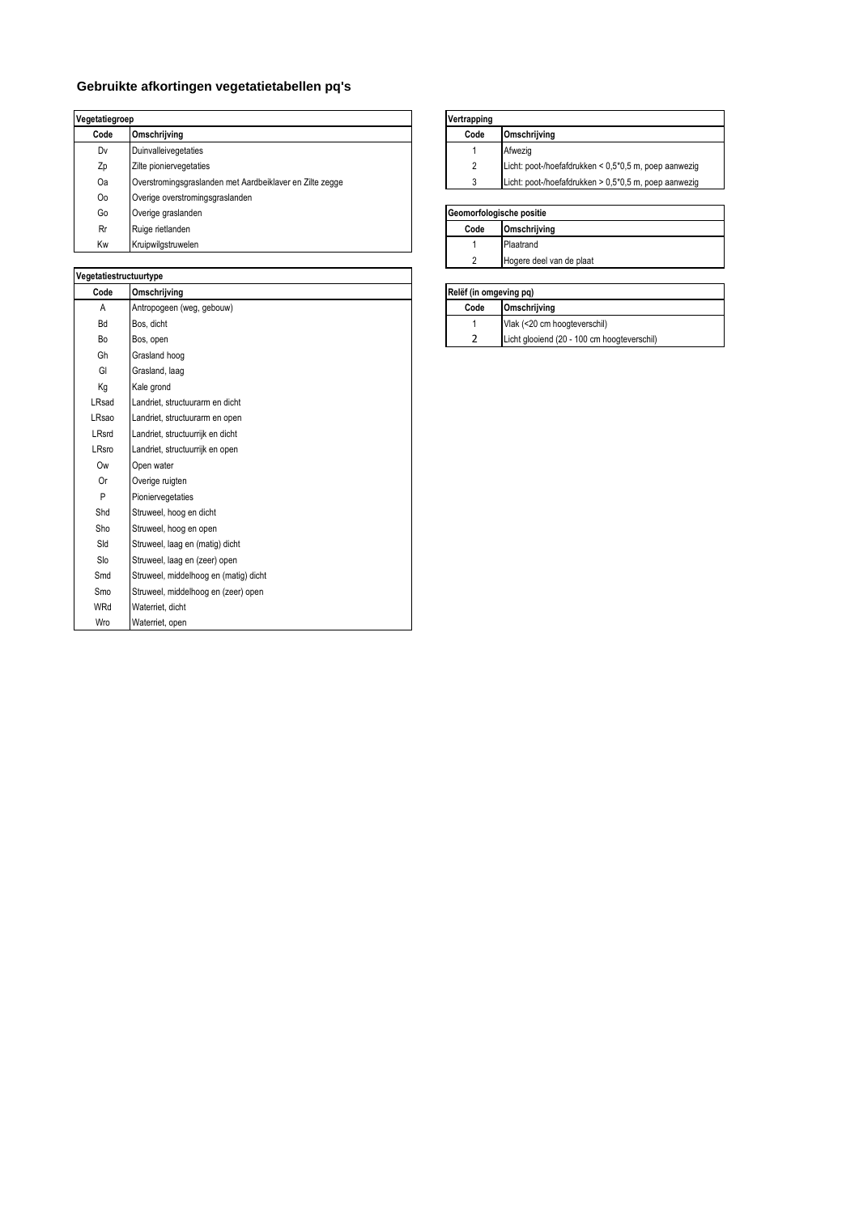## Gebruikte afkortingen vegetatietabellen pq's

| Vegetatiegroep | |
|---|---|
| **Code** | **Omschrijving** |
| Dv | Duinvalleivegetaties |
| Zp | Zilte pioniervegetaties |
| Oa | Overstromingsgraslanden met Aardbeiklaver en Zilte zegge |
| Oo | Overige overstromingsgraslanden |
| Go | Overige graslanden |
| Rr | Ruige rietlanden |
| Kw | Kruipwilgstruwelen |

| Vegetatiestructuurtype | |
|---|---|
| **Code** | **Omschrijving** |
| A | Antropogeen (weg, gebouw) |
| Bd | Bos, dicht |
| Bo | Bos, open |
| Gh | Grasland hoog |
| Gl | Grasland, laag |
| Kg | Kale grond |
| LRsad | Landriet, structuurarm en dicht |
| LRsao | Landriet, structuurarm en open |
| LRsrd | Landriet, structuurrijk en dicht |
| LRsro | Landriet, structuurrijk en open |
| Ow | Open water |
| Or | Overige ruigten |
| P | Pioniervegetaties |
| Shd | Struweel, hoog en dicht |
| Sho | Struweel, hoog en open |
| Sld | Struweel, laag en (matig) dicht |
| Slo | Struweel, laag en (zeer) open |
| Smd | Struweel, middelhoog en (matig) dicht |
| Smo | Struweel, middelhoog en (zeer) open |
| WRd | Waterriet, dicht |
| Wro | Waterriet, open |

| Vertrapping | |
|---|---|
| **Code** | **Omschrijving** |
| 1 | Afwezig |
| 2 | Licht: poot-/hoefafdrukken < 0,5*0,5 m, poep aanwezig |
| 3 | Licht: poot-/hoefafdrukken > 0,5*0,5 m, poep aanwezig |

| Geomorfologische positie | |
|---|---|
| **Code** | **Omschrijving** |
| 1 | Plaatrand |
| 2 | Hogere deel van de plaat |

| Relëf (in omgeving pq) | |
|---|---|
| **Code** | **Omschrijving** |
| 1 | Vlak (<20 cm hoogteverschil) |
| 2 | Licht glooiend (20 - 100 cm hoogteverschil) |